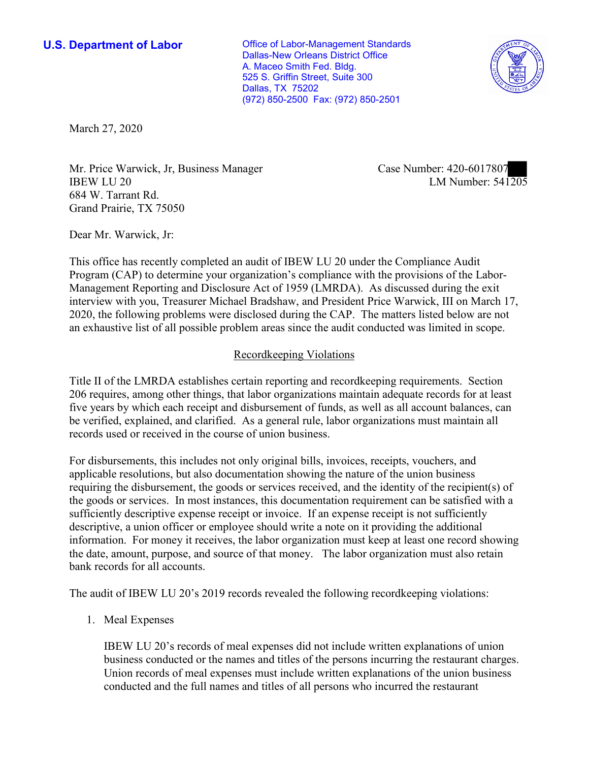**U.S. Department of Labor**

Office of Labor-Management Standards
Dallas-New Orleans District Office
A. Maceo Smith Fed. Bldg.
525 S. Griffin Street, Suite 300
Dallas, TX 75202
(972) 850-2500 Fax: (972) 850-2501

March 27, 2020

Mr. Price Warwick, Jr, Business Manager
IBEW LU 20
684 W. Tarrant Rd.
Grand Prairie, TX 75050

Case Number: 420-6017807
LM Number: 541205

Dear Mr. Warwick, Jr:

This office has recently completed an audit of IBEW LU 20 under the Compliance Audit Program (CAP) to determine your organization's compliance with the provisions of the Labor-Management Reporting and Disclosure Act of 1959 (LMRDA). As discussed during the exit interview with you, Treasurer Michael Bradshaw, and President Price Warwick, III on March 17, 2020, the following problems were disclosed during the CAP. The matters listed below are not an exhaustive list of all possible problem areas since the audit conducted was limited in scope.

## Recordkeeping Violations

Title II of the LMRDA establishes certain reporting and recordkeeping requirements. Section 206 requires, among other things, that labor organizations maintain adequate records for at least five years by which each receipt and disbursement of funds, as well as all account balances, can be verified, explained, and clarified. As a general rule, labor organizations must maintain all records used or received in the course of union business.

For disbursements, this includes not only original bills, invoices, receipts, vouchers, and applicable resolutions, but also documentation showing the nature of the union business requiring the disbursement, the goods or services received, and the identity of the recipient(s) of the goods or services. In most instances, this documentation requirement can be satisfied with a sufficiently descriptive expense receipt or invoice. If an expense receipt is not sufficiently descriptive, a union officer or employee should write a note on it providing the additional information. For money it receives, the labor organization must keep at least one record showing the date, amount, purpose, and source of that money. The labor organization must also retain bank records for all accounts.

The audit of IBEW LU 20's 2019 records revealed the following recordkeeping violations:

1. Meal Expenses

   IBEW LU 20's records of meal expenses did not include written explanations of union business conducted or the names and titles of the persons incurring the restaurant charges. Union records of meal expenses must include written explanations of the union business conducted and the full names and titles of all persons who incurred the restaurant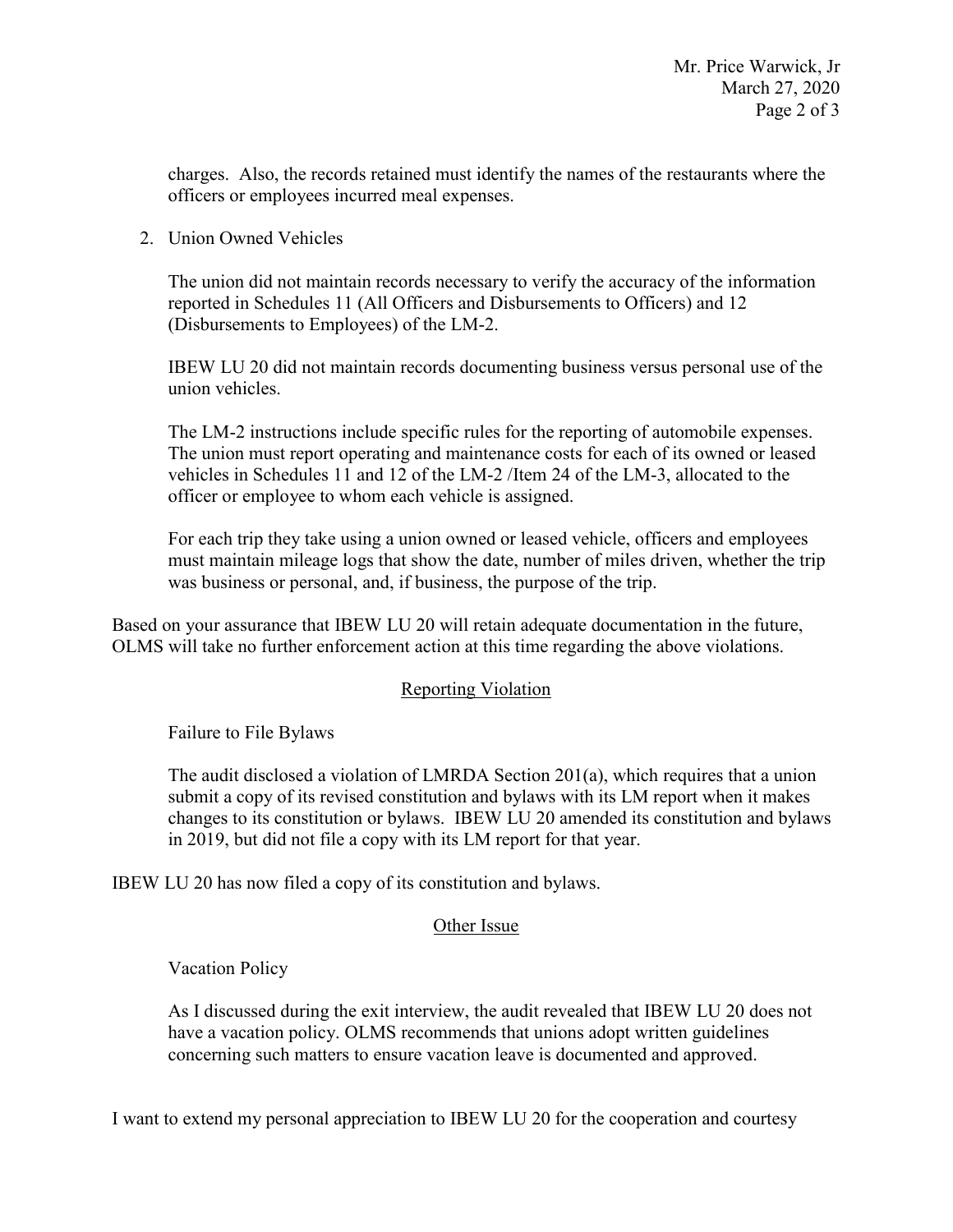charges. Also, the records retained must identify the names of the restaurants where the officers or employees incurred meal expenses.

2. Union Owned Vehicles

   The union did not maintain records necessary to verify the accuracy of the information reported in Schedules 11 (All Officers and Disbursements to Officers) and 12 (Disbursements to Employees) of the LM-2.

   IBEW LU 20 did not maintain records documenting business versus personal use of the union vehicles.

   The LM-2 instructions include specific rules for the reporting of automobile expenses. The union must report operating and maintenance costs for each of its owned or leased vehicles in Schedules 11 and 12 of the LM-2 /Item 24 of the LM-3, allocated to the officer or employee to whom each vehicle is assigned.

   For each trip they take using a union owned or leased vehicle, officers and employees must maintain mileage logs that show the date, number of miles driven, whether the trip was business or personal, and, if business, the purpose of the trip.

Based on your assurance that IBEW LU 20 will retain adequate documentation in the future, OLMS will take no further enforcement action at this time regarding the above violations.

## Reporting Violation

Failure to File Bylaws

The audit disclosed a violation of LMRDA Section 201(a), which requires that a union submit a copy of its revised constitution and bylaws with its LM report when it makes changes to its constitution or bylaws. IBEW LU 20 amended its constitution and bylaws in 2019, but did not file a copy with its LM report for that year.

IBEW LU 20 has now filed a copy of its constitution and bylaws.

## Other Issue

Vacation Policy

As I discussed during the exit interview, the audit revealed that IBEW LU 20 does not have a vacation policy. OLMS recommends that unions adopt written guidelines concerning such matters to ensure vacation leave is documented and approved.

I want to extend my personal appreciation to IBEW LU 20 for the cooperation and courtesy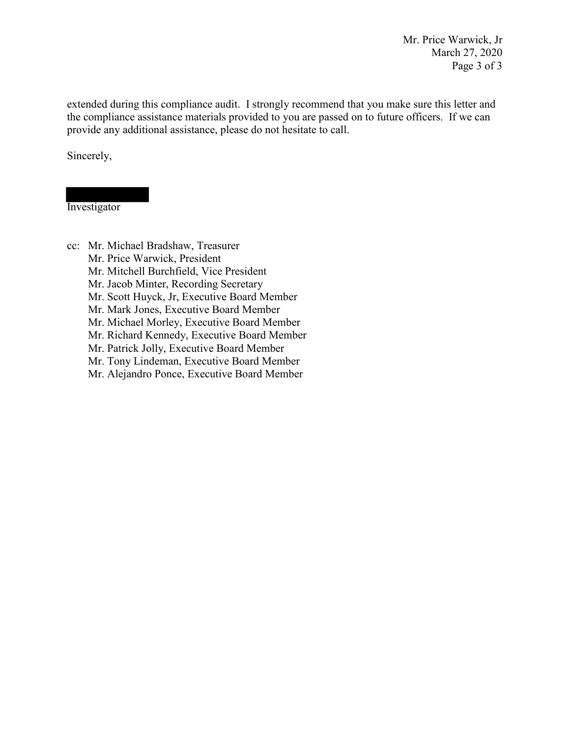extended during this compliance audit. I strongly recommend that you make sure this letter and the compliance assistance materials provided to you are passed on to future officers. If we can provide any additional assistance, please do not hesitate to call.

Sincerely,

Investigator

cc: Mr. Michael Bradshaw, Treasurer
Mr. Price Warwick, President
Mr. Mitchell Burchfield, Vice President
Mr. Jacob Minter, Recording Secretary
Mr. Scott Huyck, Jr, Executive Board Member
Mr. Mark Jones, Executive Board Member
Mr. Michael Morley, Executive Board Member
Mr. Richard Kennedy, Executive Board Member
Mr. Patrick Jolly, Executive Board Member
Mr. Tony Lindeman, Executive Board Member
Mr. Alejandro Ponce, Executive Board Member